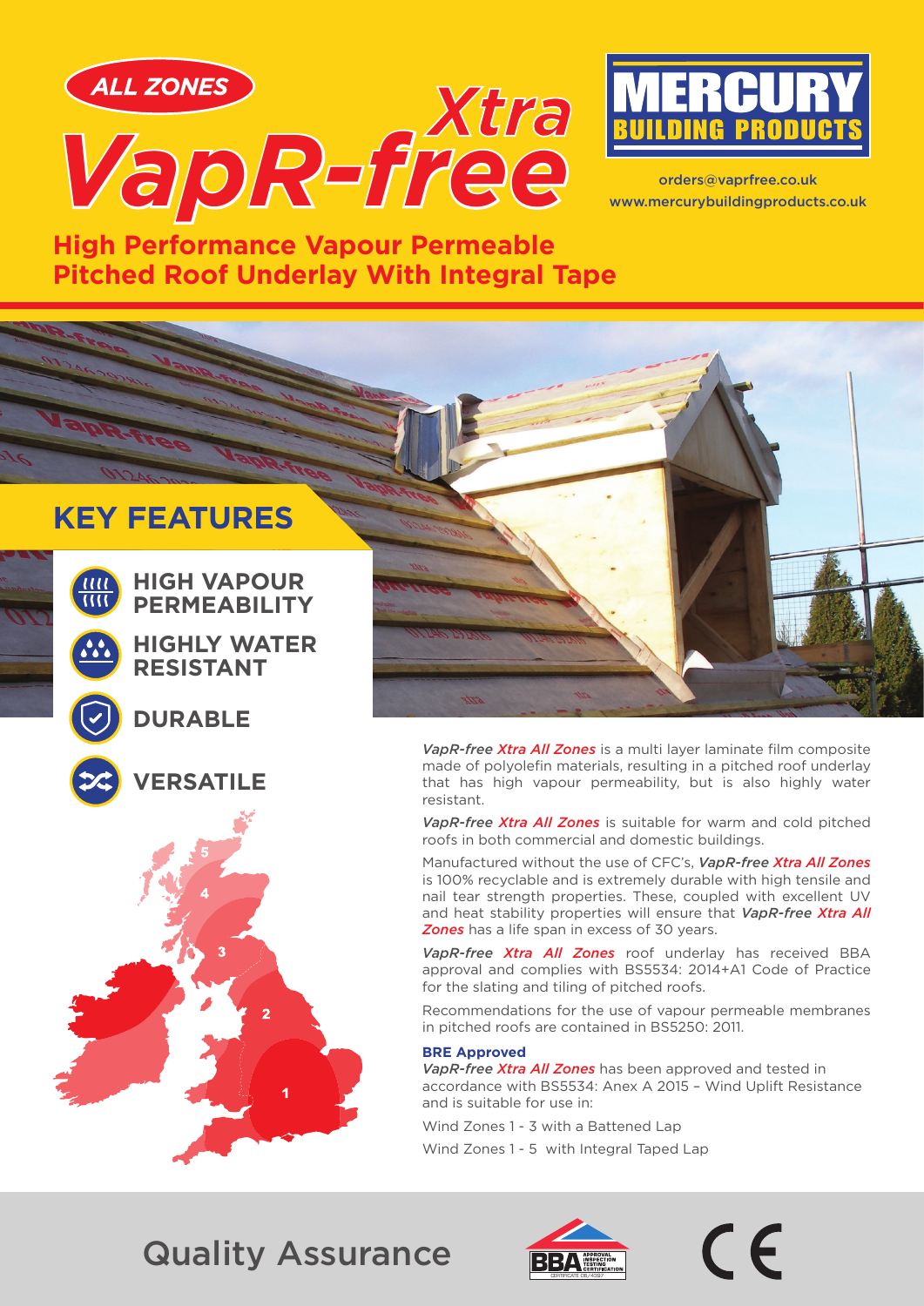ALL ZONES

# VapR-free *Xtra*

MERCURY BUILDING PRODUCTS

orders@vaprfree.co.uk
www.mercurybuildingproducts.co.uk

## High Performance Vapour Permeable Pitched Roof Underlay With Integral Tape

## KEY FEATURES

- HIGH VAPOUR PERMEABILITY
- HIGHLY WATER RESISTANT
- DURABLE
- VERSATILE

*VapR-free Xtra All Zones* is a multi layer laminate film composite made of polyolefin materials, resulting in a pitched roof underlay that has high vapour permeability, but is also highly water resistant.

*VapR-free Xtra All Zones* is suitable for warm and cold pitched roofs in both commercial and domestic buildings.

Manufactured without the use of CFC's, *VapR-free Xtra All Zones* is 100% recyclable and is extremely durable with high tensile and nail tear strength properties. These, coupled with excellent UV and heat stability properties will ensure that *VapR-free Xtra All Zones* has a life span in excess of 30 years.

*VapR-free Xtra All Zones* roof underlay has received BBA approval and complies with BS5534: 2014+A1 Code of Practice for the slating and tiling of pitched roofs.

Recommendations for the use of vapour permeable membranes in pitched roofs are contained in BS5250: 2011.

**BRE Approved**

*VapR-free Xtra All Zones* has been approved and tested in accordance with BS5534: Anex A 2015 – Wind Uplift Resistance and is suitable for use in:

Wind Zones 1 - 3 with a Battened Lap

Wind Zones 1 - 5 with Integral Taped Lap

## Quality Assurance

BBA APPROVAL INSPECTION TESTING CERTIFICATION

CE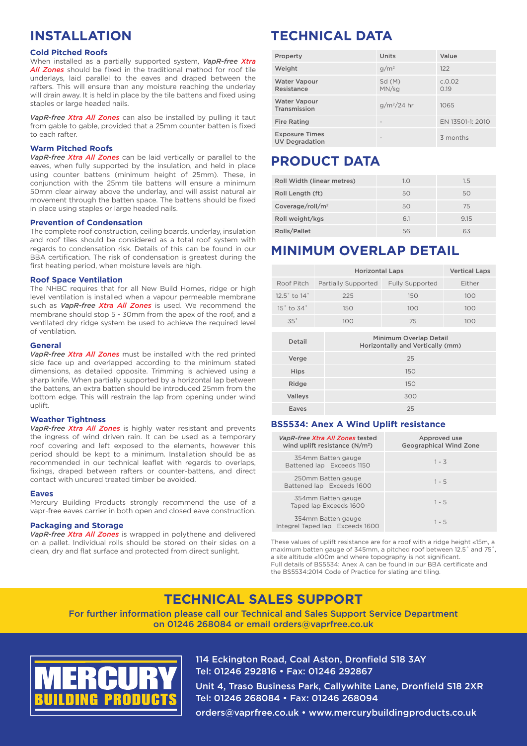## INSTALLATION

### Cold Pitched Roofs

When installed as a partially supported system, ***VapR-free Xtra All Zones*** should be fixed in the traditional method for roof tile underlays, laid parallel to the eaves and draped between the rafters. This will ensure than any moisture reaching the underlay will drain away. It is held in place by the tile battens and fixed using staples or large headed nails.

***VapR-free Xtra All Zones*** can also be installed by pulling it taut from gable to gable, provided that a 25mm counter batten is fixed to each rafter.

### Warm Pitched Roofs

***VapR-free Xtra All Zones*** can be laid vertically or parallel to the eaves, when fully supported by the insulation, and held in place using counter battens (minimum height of 25mm). These, in conjunction with the 25mm tile battens will ensure a minimum 50mm clear airway above the underlay, and will assist natural air movement through the batten space. The battens should be fixed in place using staples or large headed nails.

### Prevention of Condensation

The complete roof construction, ceiling boards, underlay, insulation and roof tiles should be considered as a total roof system with regards to condensation risk. Details of this can be found in our BBA certification. The risk of condensation is greatest during the first heating period, when moisture levels are high.

### Roof Space Ventilation

The NHBC requires that for all New Build Homes, ridge or high level ventilation is installed when a vapour permeable membrane such as ***VapR-free Xtra All Zones*** is used. We recommend the membrane should stop 5 - 30mm from the apex of the roof, and a ventilated dry ridge system be used to achieve the required level of ventilation.

### General

***VapR-free Xtra All Zones*** must be installed with the red printed side face up and overlapped according to the minimum stated dimensions, as detailed opposite. Trimming is achieved using a sharp knife. When partially supported by a horizontal lap between the battens, an extra batten should be introduced 25mm from the bottom edge. This will restrain the lap from opening under wind uplift.

### Weather Tightness

***VapR-free Xtra All Zones*** is highly water resistant and prevents the ingress of wind driven rain. It can be used as a temporary roof covering and left exposed to the elements, however this period should be kept to a minimum. Installation should be as recommended in our technical leaflet with regards to overlaps, fixings, draped between rafters or counter-battens, and direct contact with uncured treated timber be avoided.

### Eaves

Mercury Building Products strongly recommend the use of a vapr-free eaves carrier in both open and closed eave construction.

### Packaging and Storage

***VapR-free Xtra All Zones*** is wrapped in polythene and delivered on a pallet. Individual rolls should be stored on their sides on a clean, dry and flat surface and protected from direct sunlight.

## TECHNICAL DATA

| Property | Units | Value |
|---|---|---|
| Weight | g/m² | 122 |
| Water Vapour Resistance | Sd (M)<br>MN/sg | c.0.02<br>0.19 |
| Water Vapour Transmission | g/m²/24 hr | 1065 |
| Fire Rating | - | EN 13501-1: 2010 |
| Exposure Times UV Degradation | - | 3 months |

## PRODUCT DATA

| | | |
|---|---|---|
| Roll Width (linear metres) | 1.0 | 1.5 |
| Roll Length (ft) | 50 | 50 |
| Coverage/roll/m² | 50 | 75 |
| Roll weight/kgs | 6.1 | 9.15 |
| Rolls/Pallet | 56 | 63 |

## MINIMUM OVERLAP DETAIL

| | Horizontal Laps | | Vertical Laps |
|---|---|---|---|
| Roof Pitch | Partially Supported | Fully Supported | Either |
| 12.5° to 14° | 225 | 150 | 100 |
| 15° to 34° | 150 | 100 | 100 |
| 35° | 100 | 75 | 100 |

| Detail | Minimum Overlap Detail Horizontally and Vertically (mm) |
|---|---|
| Verge | 25 |
| Hips | 150 |
| Ridge | 150 |
| Valleys | 300 |
| Eaves | 25 |

### BS5534: Anex A Wind Uplift resistance

| *VapR-free Xtra All Zones* tested wind uplift resistance (N/m²) | Approved use Geographical Wind Zone |
|---|---|
| 354mm Batten gauge<br>Battened lap Exceeds 1150 | 1 - 3 |
| 250mm Batten gauge<br>Battened lap Exceeds 1600 | 1 - 5 |
| 354mm Batten gauge<br>Taped lap Exceeds 1600 | 1 - 5 |
| 354mm Batten gauge<br>Integrel Taped lap Exceeds 1600 | 1 - 5 |

These values of uplift resistance are for a roof with a ridge height ≤15m, a maximum batten gauge of 345mm, a pitched roof between 12.5° and 75°, a site altitude ≤100m and where topography is not significant.
Full details of BS5534: Anex A can be found in our BBA certificate and the BS5534:2014 Code of Practice for slating and tiling.

## TECHNICAL SALES SUPPORT

For further information please call our Technical and Sales Support Service Department on 01246 268084 or email orders@vaprfree.co.uk

MERCURY BUILDING PRODUCTS

114 Eckington Road, Coal Aston, Dronfield S18 3AY
Tel: 01246 292816 • Fax: 01246 292867

Unit 4, Traso Business Park, Callywhite Lane, Dronfield S18 2XR
Tel: 01246 268084 • Fax: 01246 268094

orders@vaprfree.co.uk • www.mercurybuildingproducts.co.uk